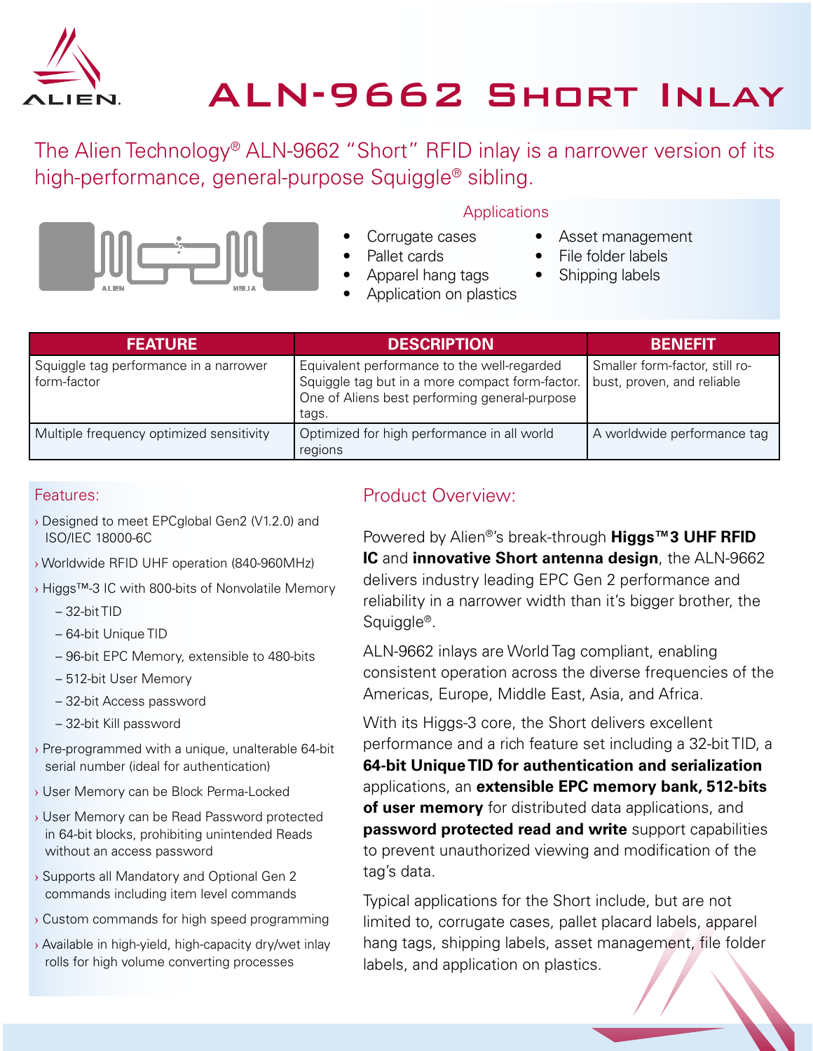# ALN-9662 Short Inlay

The Alien Technology® ALN-9662 "Short" RFID inlay is a narrower version of its high-performance, general-purpose Squiggle® sibling.

## Applications

- Corrugate cases
- Pallet cards
- Apparel hang tags
- Application on plastics
- Asset management
- File folder labels
- Shipping labels

| FEATURE | DESCRIPTION | BENEFIT |
|---|---|---|
| Squiggle tag performance in a narrower form-factor | Equivalent performance to the well-regarded Squiggle tag but in a more compact form-factor. One of Aliens best performing general-purpose tags. | Smaller form-factor, still robust, proven, and reliable |
| Multiple frequency optimized sensitivity | Optimized for high performance in all world regions | A worldwide performance tag |

## Features:

- Designed to meet EPCglobal Gen2 (V1.2.0) and ISO/IEC 18000-6C
- Worldwide RFID UHF operation (840-960MHz)
- Higgs™-3 IC with 800-bits of Nonvolatile Memory
  - 32-bit TID
  - 64-bit Unique TID
  - 96-bit EPC Memory, extensible to 480-bits
  - 512-bit User Memory
  - 32-bit Access password
  - 32-bit Kill password
- Pre-programmed with a unique, unalterable 64-bit serial number (ideal for authentication)
- User Memory can be Block Perma-Locked
- User Memory can be Read Password protected in 64-bit blocks, prohibiting unintended Reads without an access password
- Supports all Mandatory and Optional Gen 2 commands including item level commands
- Custom commands for high speed programming
- Available in high-yield, high-capacity dry/wet inlay rolls for high volume converting processes

## Product Overview:

Powered by Alien®'s break-through **Higgs™3 UHF RFID IC** and **innovative Short antenna design**, the ALN-9662 delivers industry leading EPC Gen 2 performance and reliability in a narrower width than it's bigger brother, the Squiggle®.

ALN-9662 inlays are World Tag compliant, enabling consistent operation across the diverse frequencies of the Americas, Europe, Middle East, Asia, and Africa.

With its Higgs-3 core, the Short delivers excellent performance and a rich feature set including a 32-bit TID, a **64-bit Unique TID for authentication and serialization** applications, an **extensible EPC memory bank, 512-bits of user memory** for distributed data applications, and **password protected read and write** support capabilities to prevent unauthorized viewing and modification of the tag's data.

Typical applications for the Short include, but are not limited to, corrugate cases, pallet placard labels, apparel hang tags, shipping labels, asset management, file folder labels, and application on plastics.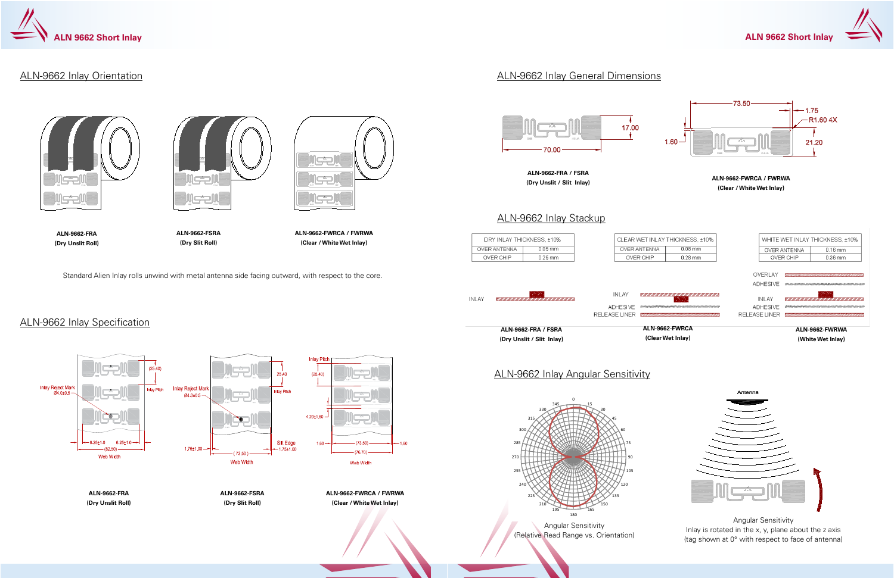## ALN-9662 Inlay Orientation

**ALN-9662-FRA**
**(Dry Unslit Roll)**

**ALN-9662-FSRA**
**(Dry Slit Roll)**

**ALN-9662-FWRCA / FWRWA**
**(Clear / White Wet Inlay)**

Standard Alien Inlay rolls unwind with metal antenna side facing outward, with respect to the core.

## ALN-9662 Inlay Specification

Inlay Reject Mark Ø4.0±0.5

(25.40) Inlay Pitch

6.25±1.0 6.25±1.0 (62.50) Web Width

**ALN-9662-FRA**
**(Dry Unslit Roll)**

Inlay Reject Mark Ø4.0±0.5

25.40 Inlay Pitch

1.75±1.00 ( 73.50 ) Web Width Slit Edge 1.75±1.00

**ALN-9662-FSRA**
**(Dry Slit Roll)**

Inlay Pitch (25.40)

4.20±1.60

1.60 (73.50) 1.60 (76.70) Web Width

**ALN-9662-FWRCA / FWRWA**
**(Clear / White Wet Inlay)**

## ALN-9662 Inlay General Dimensions

70.00 17.00

**ALN-9662-FRA / FSRA**
**(Dry Unslit / Slit Inlay)**

73.50 1.75 R1.60 4X 1.60 21.20

**ALN-9662-FWRCA / FWRWA**
**(Clear / White Wet Inlay)**

## ALN-9662 Inlay Stackup

| DRY INLAY THICKNESS, ±10% | |
|---|---|
| OVER ANTENNA | 0.05 mm |
| OVER CHIP | 0.25 mm |

| CLEAR WET INLAY THICKNESS, ±10% | |
|---|---|
| OVER ANTENNA | 0.08 mm |
| OVER CHIP | 0.28 mm |

| WHITE WET INLAY THICKNESS, ±10% | |
|---|---|
| OVER ANTENNA | 0.16 mm |
| OVER CHIP | 0.36 mm |

INLAY

**ALN-9662-FRA / FSRA**
**(Dry Unslit / Slit Inlay)**

INLAY
ADHESIVE
RELEASE LINER

**ALN-9662-FWRCA**
**(Clear Wet Inlay)**

OVERLAY
ADHESIVE
INLAY
ADHESIVE
RELEASE LINER

**ALN-9662-FWRWA**
**(White Wet Inlay)**

## ALN-9662 Inlay Angular Sensitivity

Angular Sensitivity
(Relative Read Range vs. Orientation)

Antenna

Angular Sensitivity
Inlay is rotated in the x, y, plane about the z axis
(tag shown at 0° with respect to face of antenna)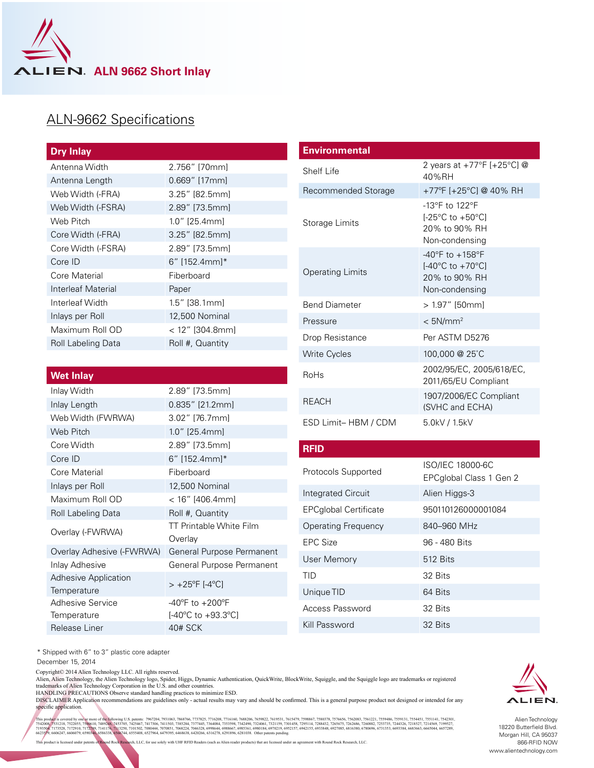# ALIEN. ALN 9662 Short Inlay

## ALN-9662 Specifications

| Dry Inlay | |
|---|---|
| Antenna Width | 2.756" [70mm] |
| Antenna Length | 0.669" [17mm] |
| Web Width (-FRA) | 3.25" [82.5mm] |
| Web Width (-FSRA) | 2.89" [73.5mm] |
| Web Pitch | 1.0" [25.4mm] |
| Core Width (-FRA) | 3.25" [82.5mm] |
| Core Width (-FSRA) | 2.89" [73.5mm] |
| Core ID | 6" [152.4mm]* |
| Core Material | Fiberboard |
| Interleaf Material | Paper |
| Interleaf Width | 1.5" [38.1mm] |
| Inlays per Roll | 12,500 Nominal |
| Maximum Roll OD | < 12" [304.8mm] |
| Roll Labeling Data | Roll #, Quantity |

| Wet Inlay | |
|---|---|
| Inlay Width | 2.89" [73.5mm] |
| Inlay Length | 0.835" [21.2mm] |
| Web Width (FWRWA) | 3.02" [76.7mm] |
| Web Pitch | 1.0" [25.4mm] |
| Core Width | 2.89" [73.5mm] |
| Core ID | 6" [152.4mm]* |
| Core Material | Fiberboard |
| Inlays per Roll | 12,500 Nominal |
| Maximum Roll OD | < 16" [406.4mm] |
| Roll Labeling Data | Roll #, Quantity |
| Overlay (-FWRWA) | TT Printable White Film Overlay |
| Overlay Adhesive (-FWRWA) | General Purpose Permanent |
| Inlay Adhesive | General Purpose Permanent |
| Adhesive Application Temperature | > +25ºF [-4ºC] |
| Adhesive Service Temperature | -40ºF to +200ºF [-40ºC to +93.3ºC] |
| Release Liner | 40# SCK |

| Environmental | |
|---|---|
| Shelf Life | 2 years at +77°F [+25°C] @ 40%RH |
| Recommended Storage | +77ºF [+25ºC] @ 40% RH |
| Storage Limits | -13°F to 122°F [-25°C to +50°C] 20% to 90% RH Non-condensing |
| Operating Limits | -40°F to +158°F [-40°C to +70°C] 20% to 90% RH Non-condensing |
| Bend Diameter | > 1.97" [50mm] |
| Pressure | < 5N/mm$^2$ |
| Drop Resistance | Per ASTM D5276 |
| Write Cycles | 100,000 @ 25˚C |
| RoHs | 2002/95/EC, 2005/618/EC, 2011/65/EU Compliant |
| REACH | 1907/2006/EC Compliant (SVHC and ECHA) |
| ESD Limit– HBM / CDM | 5.0kV / 1.5kV |

| RFID | |
|---|---|
| Protocols Supported | ISO/IEC 18000-6C EPCglobal Class 1 Gen 2 |
| Integrated Circuit | Alien Higgs-3 |
| EPCglobal Certificate | 950110126000001084 |
| Operating Frequency | 840–960 MHz |
| EPC Size | 96 - 480 Bits |
| User Memory | 512 Bits |
| TID | 32 Bits |
| Unique TID | 64 Bits |
| Access Password | 32 Bits |
| Kill Password | 32 Bits |

\* Shipped with 6" to 3" plastic core adapter

December 15, 2014

Copyright© 2014 Alien Technology LLC. All rights reserved.
Alien, Alien Technology, the Alien Technology logo, Spider, Higgs, Dynamic Authentication, QuickWrite, BlockWrite, Squiggle, and the Squiggle logo are trademarks or registered trademarks of Alien Technology Corporation in the U.S. and other countries.
HANDLING PRECAUTIONS Observe standard handling practices to minimize ESD.
DISCLAIMER Application recommendations are guidelines only - actual results may vary and should be confirmed. This is a general purpose product not designed or intended for any specific application.

This product is covered by one or more of the following U.S. patents: 7967204, 7931063, 7868766, 7737825, 7716208, 7716160, 7688206, 7659822, 7619531, 7615479, 7598867, 7580378, 7576656, 7562083, 7561221, 7559486, 7559131, 7554451, 7551141, 7542301, 7542008, 7531218, 7522055, 7508610, 7489248, 7453705, 7425467, 7417306, 7411503, 7385284, 7377445, 7364084, 7353598, 7342490, 7324061, 7321159, 7301458, 7295114, 7288432, 7265675, 7262686, 7260882, 7253735, 7244326, 7218527, 7214569, 7199527, 7193504, 7173528, 7172910, 7172789, 7141176, 7113250, 7101502, 7080444, 7070851, 7068224, 7046328, 6998644, 6988667, 6985361, 6980184, 6970219, 6952157, 6942155, 6933848, 6927085, 6816380, 6780696, 6731353, 6693384, 6683663, 6665044, 6657289, 6623579, 6606247, 6606079, 6590346, 6586338, 6566744, 6555408, 6527964, 6479395, 6468638, 6420266, 6316278, 6291896, 6281038. Other patents pending.

This product is licensed under patents of Round Rock Research, LLC, for use solely with UHF RFID Readers (such as Alien reader products) that are licensed under an agreement with Round Rock Research, LLC.

Alien Technology
18220 Butterfield Blvd.
Morgan Hill, CA 95037
866-RFID NOW
www.alientechnology.com